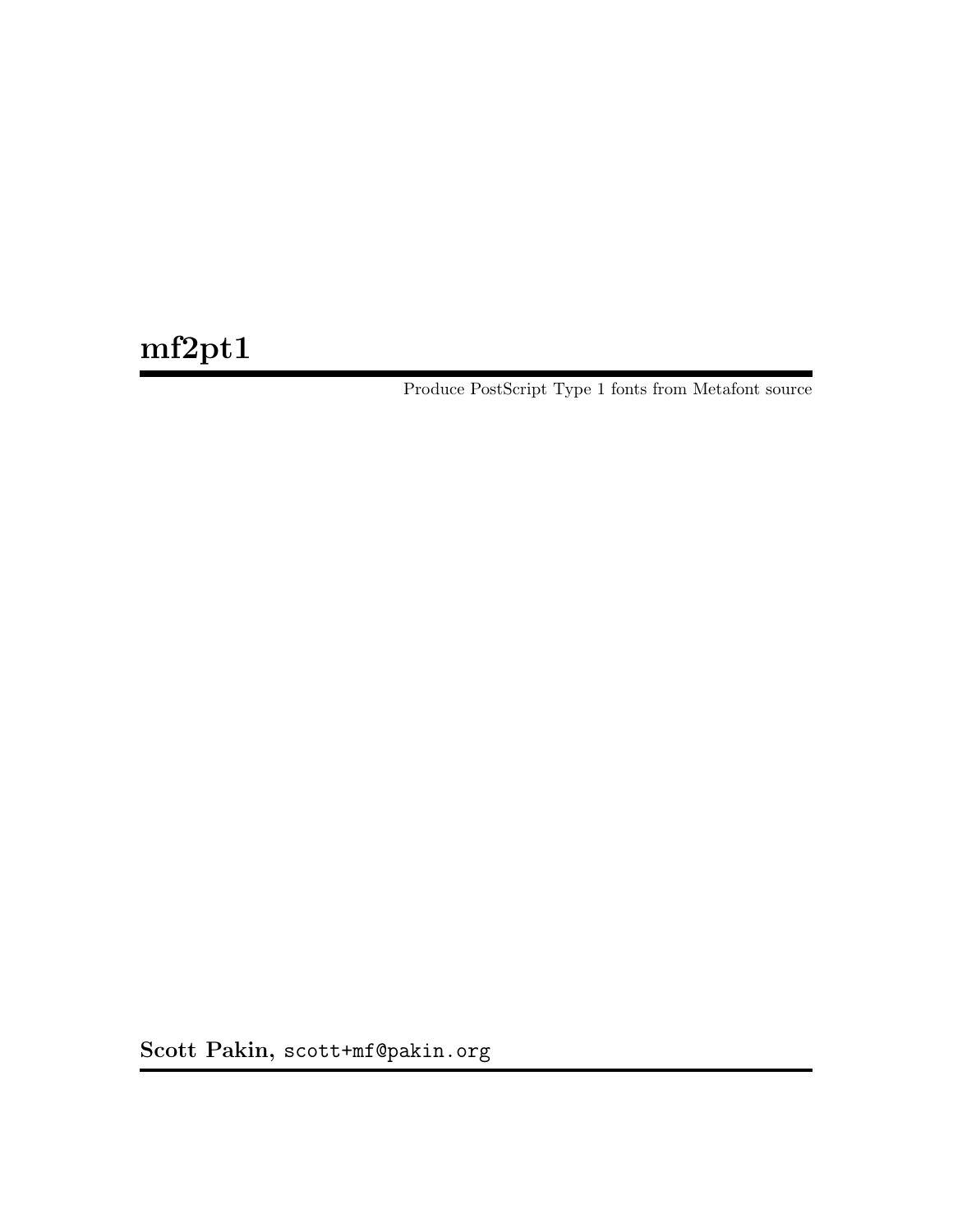# mf2pt1

Produce PostScript Type 1 fonts from Metafont source

**Scott Pakin,** `scott+mf@pakin.org`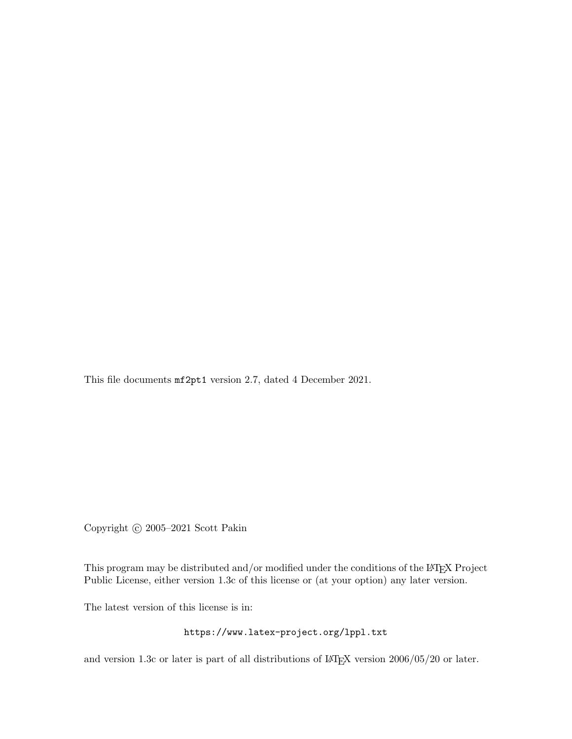This file documents `mf2pt1` version 2.7, dated 4 December 2021.

Copyright © 2005–2021 Scott Pakin

This program may be distributed and/or modified under the conditions of the LaTeX Project Public License, either version 1.3c of this license or (at your option) any later version.

The latest version of this license is in:

`https://www.latex-project.org/lppl.txt`

and version 1.3c or later is part of all distributions of LaTeX version 2006/05/20 or later.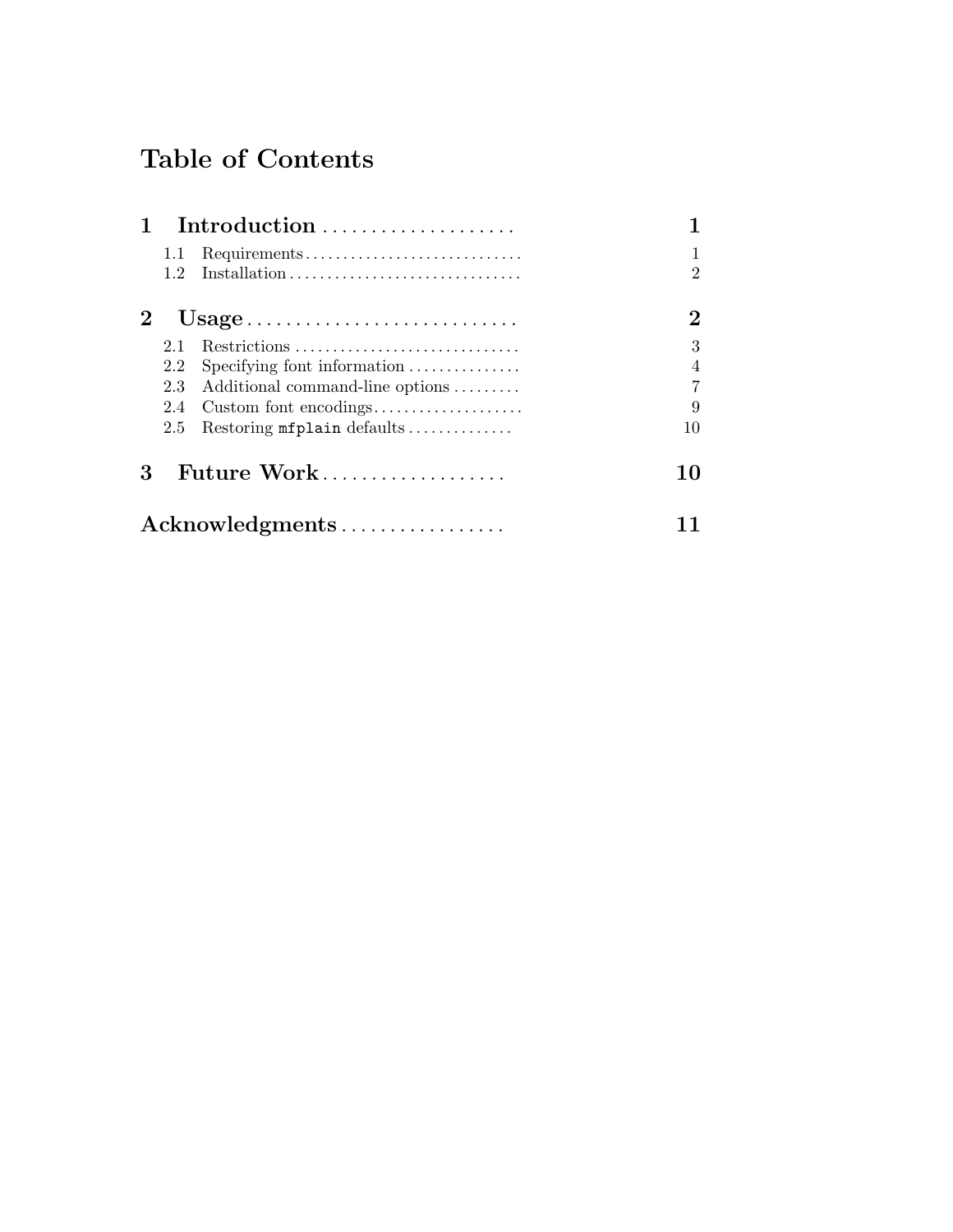# Table of Contents

**1 Introduction** .................... **1**

- 1.1 Requirements ............................ 1
- 1.2 Installation ............................... 2

**2 Usage** ............................ **2**

- 2.1 Restrictions ............................. 3
- 2.2 Specifying font information ............... 4
- 2.3 Additional command-line options ......... 7
- 2.4 Custom font encodings .................... 9
- 2.5 Restoring `mfplain` defaults .............. 10

**3 Future Work** .................. **10**

**Acknowledgments** ................ **11**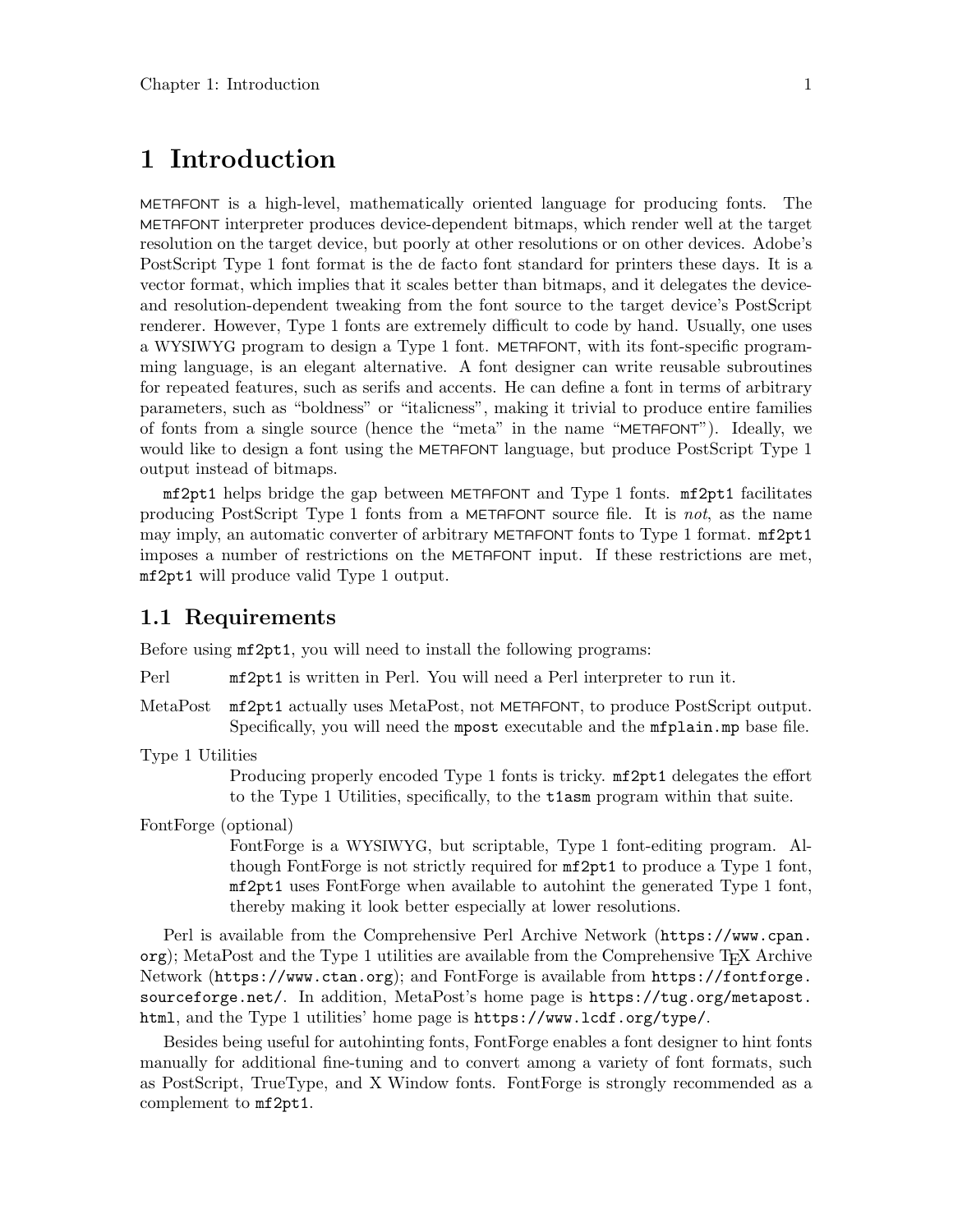# 1 Introduction

METAFONT is a high-level, mathematically oriented language for producing fonts. The METAFONT interpreter produces device-dependent bitmaps, which render well at the target resolution on the target device, but poorly at other resolutions or on other devices. Adobe's PostScript Type 1 font format is the de facto font standard for printers these days. It is a vector format, which implies that it scales better than bitmaps, and it delegates the device- and resolution-dependent tweaking from the font source to the target device's PostScript renderer. However, Type 1 fonts are extremely difficult to code by hand. Usually, one uses a WYSIWYG program to design a Type 1 font. METAFONT, with its font-specific programming language, is an elegant alternative. A font designer can write reusable subroutines for repeated features, such as serifs and accents. He can define a font in terms of arbitrary parameters, such as "boldness" or "italicness", making it trivial to produce entire families of fonts from a single source (hence the "meta" in the name "METAFONT"). Ideally, we would like to design a font using the METAFONT language, but produce PostScript Type 1 output instead of bitmaps.

`mf2pt1` helps bridge the gap between METAFONT and Type 1 fonts. `mf2pt1` facilitates producing PostScript Type 1 fonts from a METAFONT source file. It is *not*, as the name may imply, an automatic converter of arbitrary METAFONT fonts to Type 1 format. `mf2pt1` imposes a number of restrictions on the METAFONT input. If these restrictions are met, `mf2pt1` will produce valid Type 1 output.

## 1.1 Requirements

Before using `mf2pt1`, you will need to install the following programs:

Perl
: `mf2pt1` is written in Perl. You will need a Perl interpreter to run it.

MetaPost
: `mf2pt1` actually uses MetaPost, not METAFONT, to produce PostScript output. Specifically, you will need the `mpost` executable and the `mfplain.mp` base file.

Type 1 Utilities
: Producing properly encoded Type 1 fonts is tricky. `mf2pt1` delegates the effort to the Type 1 Utilities, specifically, to the `t1asm` program within that suite.

FontForge (optional)
: FontForge is a WYSIWYG, but scriptable, Type 1 font-editing program. Although FontForge is not strictly required for `mf2pt1` to produce a Type 1 font, `mf2pt1` uses FontForge when available to autohint the generated Type 1 font, thereby making it look better especially at lower resolutions.

Perl is available from the Comprehensive Perl Archive Network (`https://www.cpan.org`); MetaPost and the Type 1 utilities are available from the Comprehensive TEX Archive Network (`https://www.ctan.org`); and FontForge is available from `https://fontforge.sourceforge.net/`. In addition, MetaPost's home page is `https://tug.org/metapost.html`, and the Type 1 utilities' home page is `https://www.lcdf.org/type/`.

Besides being useful for autohinting fonts, FontForge enables a font designer to hint fonts manually for additional fine-tuning and to convert among a variety of font formats, such as PostScript, TrueType, and X Window fonts. FontForge is strongly recommended as a complement to `mf2pt1`.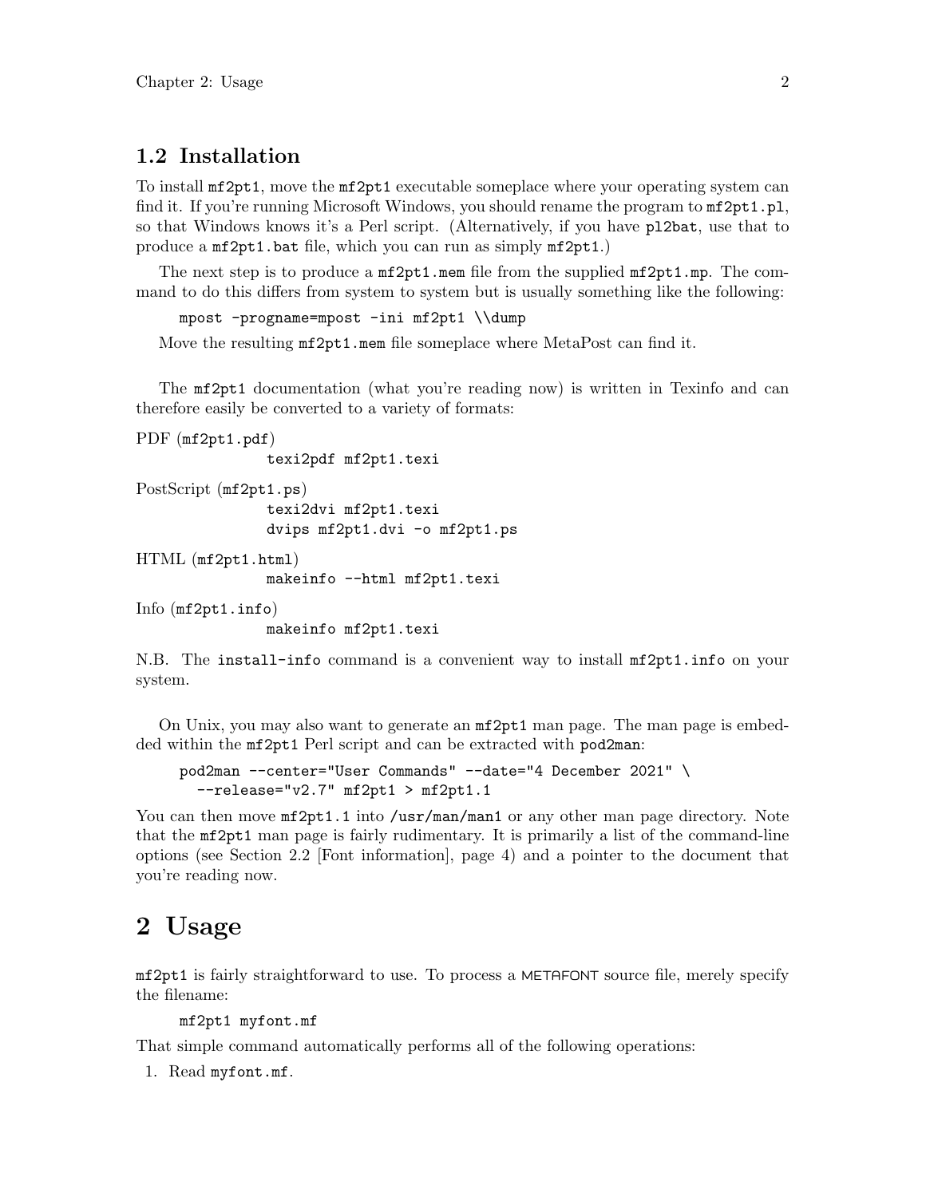## 1.2 Installation

To install `mf2pt1`, move the `mf2pt1` executable someplace where your operating system can find it. If you're running Microsoft Windows, you should rename the program to `mf2pt1.pl`, so that Windows knows it's a Perl script. (Alternatively, if you have `pl2bat`, use that to produce a `mf2pt1.bat` file, which you can run as simply `mf2pt1`.)

The next step is to produce a `mf2pt1.mem` file from the supplied `mf2pt1.mp`. The command to do this differs from system to system but is usually something like the following:

```
mpost -progname=mpost -ini mf2pt1 \\dump
```

Move the resulting `mf2pt1.mem` file someplace where MetaPost can find it.

The `mf2pt1` documentation (what you're reading now) is written in Texinfo and can therefore easily be converted to a variety of formats:

PDF (`mf2pt1.pdf`)

```
texi2pdf mf2pt1.texi
```

PostScript (`mf2pt1.ps`)

```
texi2dvi mf2pt1.texi
dvips mf2pt1.dvi -o mf2pt1.ps
```

HTML (`mf2pt1.html`)

```
makeinfo --html mf2pt1.texi
```

Info (`mf2pt1.info`)

```
makeinfo mf2pt1.texi
```

N.B. The `install-info` command is a convenient way to install `mf2pt1.info` on your system.

On Unix, you may also want to generate an `mf2pt1` man page. The man page is embedded within the `mf2pt1` Perl script and can be extracted with `pod2man`:

```
pod2man --center="User Commands" --date="4 December 2021" \
  --release="v2.7" mf2pt1 > mf2pt1.1
```

You can then move `mf2pt1.1` into `/usr/man/man1` or any other man page directory. Note that the `mf2pt1` man page is fairly rudimentary. It is primarily a list of the command-line options (see Section 2.2 [Font information], page 4) and a pointer to the document that you're reading now.

# 2 Usage

`mf2pt1` is fairly straightforward to use. To process a METAFONT source file, merely specify the filename:

```
mf2pt1 myfont.mf
```

That simple command automatically performs all of the following operations:

1. Read `myfont.mf`.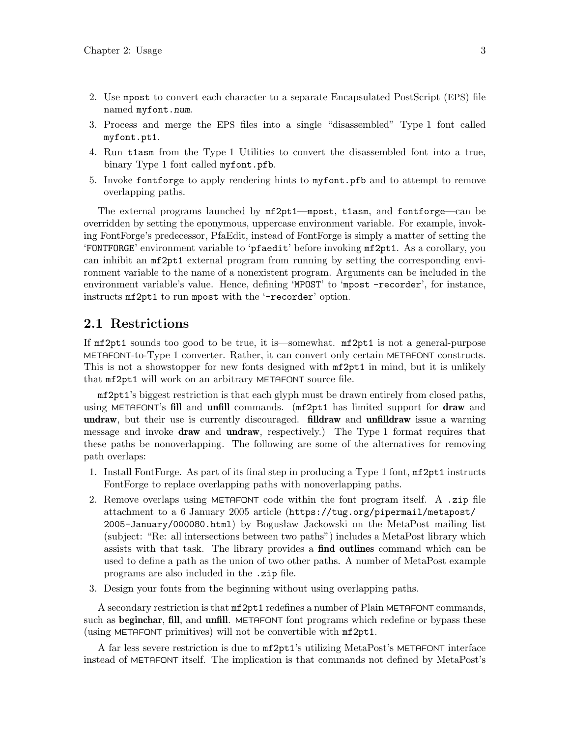2. Use `mpost` to convert each character to a separate Encapsulated PostScript (EPS) file named `myfont.num`.
3. Process and merge the EPS files into a single "disassembled" Type 1 font called `myfont.pt1`.
4. Run `t1asm` from the Type 1 Utilities to convert the disassembled font into a true, binary Type 1 font called `myfont.pfb`.
5. Invoke `fontforge` to apply rendering hints to `myfont.pfb` and to attempt to remove overlapping paths.

The external programs launched by `mf2pt1`—`mpost`, `t1asm`, and `fontforge`—can be overridden by setting the eponymous, uppercase environment variable. For example, invoking FontForge's predecessor, PfaEdit, instead of FontForge is simply a matter of setting the '`FONTFORGE`' environment variable to '`pfaedit`' before invoking `mf2pt1`. As a corollary, you can inhibit an `mf2pt1` external program from running by setting the corresponding environment variable to the name of a nonexistent program. Arguments can be included in the environment variable's value. Hence, defining '`MPOST`' to '`mpost -recorder`', for instance, instructs `mf2pt1` to run `mpost` with the '`-recorder`' option.

## 2.1 Restrictions

If `mf2pt1` sounds too good to be true, it is—somewhat. `mf2pt1` is not a general-purpose METAFONT-to-Type 1 converter. Rather, it can convert only certain METAFONT constructs. This is not a showstopper for new fonts designed with `mf2pt1` in mind, but it is unlikely that `mf2pt1` will work on an arbitrary METAFONT source file.

`mf2pt1`'s biggest restriction is that each glyph must be drawn entirely from closed paths, using METAFONT's **fill** and **unfill** commands. (`mf2pt1` has limited support for **draw** and **undraw**, but their use is currently discouraged. **filldraw** and **unfilldraw** issue a warning message and invoke **draw** and **undraw**, respectively.) The Type 1 format requires that these paths be nonoverlapping. The following are some of the alternatives for removing path overlaps:

1. Install FontForge. As part of its final step in producing a Type 1 font, `mf2pt1` instructs FontForge to replace overlapping paths with nonoverlapping paths.
2. Remove overlaps using METAFONT code within the font program itself. A `.zip` file attachment to a 6 January 2005 article (`https://tug.org/pipermail/metapost/2005-January/000080.html`) by Bogusław Jackowski on the MetaPost mailing list (subject: "Re: all intersections between two paths") includes a MetaPost library which assists with that task. The library provides a **find_outlines** command which can be used to define a path as the union of two other paths. A number of MetaPost example programs are also included in the `.zip` file.
3. Design your fonts from the beginning without using overlapping paths.

A secondary restriction is that `mf2pt1` redefines a number of Plain METAFONT commands, such as **beginchar**, **fill**, and **unfill**. METAFONT font programs which redefine or bypass these (using METAFONT primitives) will not be convertible with `mf2pt1`.

A far less severe restriction is due to `mf2pt1`'s utilizing MetaPost's METAFONT interface instead of METAFONT itself. The implication is that commands not defined by MetaPost's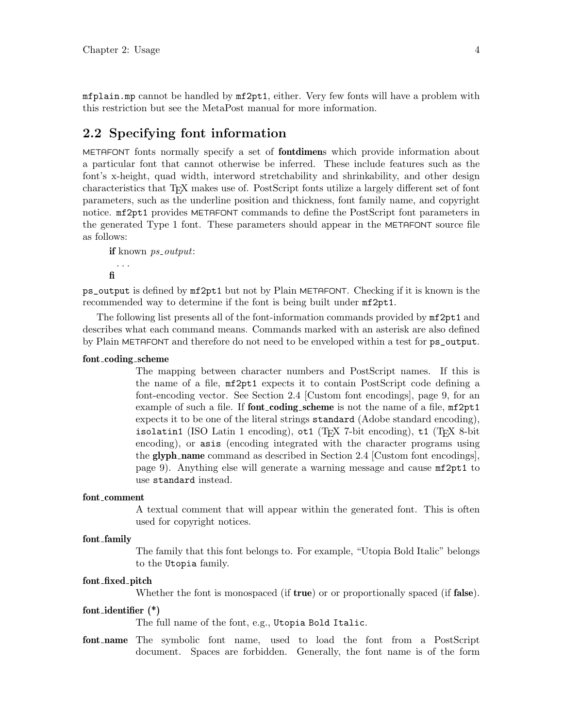mfplain.mp cannot be handled by mf2pt1, either. Very few fonts will have a problem with this restriction but see the MetaPost manual for more information.

## 2.2 Specifying font information

METAFONT fonts normally specify a set of **fontdimen**s which provide information about a particular font that cannot otherwise be inferred. These include features such as the font's x-height, quad width, interword stretchability and shrinkability, and other design characteristics that TeX makes use of. PostScript fonts utilize a largely different set of font parameters, such as the underline position and thickness, font family name, and copyright notice. mf2pt1 provides METAFONT commands to define the PostScript font parameters in the generated Type 1 font. These parameters should appear in the METAFONT source file as follows:

```
if known ps_output:
  ...
fi
```

ps_output is defined by mf2pt1 but not by Plain METAFONT. Checking if it is known is the recommended way to determine if the font is being built under mf2pt1.

The following list presents all of the font-information commands provided by mf2pt1 and describes what each command means. Commands marked with an asterisk are also defined by Plain METAFONT and therefore do not need to be enveloped within a test for ps_output.

**font_coding_scheme**
: The mapping between character numbers and PostScript names. If this is the name of a file, mf2pt1 expects it to contain PostScript code defining a font-encoding vector. See Section 2.4 [Custom font encodings], page 9, for an example of such a file. If **font_coding_scheme** is not the name of a file, mf2pt1 expects it to be one of the literal strings standard (Adobe standard encoding), isolatin1 (ISO Latin 1 encoding), ot1 (TeX 7-bit encoding), t1 (TeX 8-bit encoding), or asis (encoding integrated with the character programs using the **glyph_name** command as described in Section 2.4 [Custom font encodings], page 9). Anything else will generate a warning message and cause mf2pt1 to use standard instead.

**font_comment**
: A textual comment that will appear within the generated font. This is often used for copyright notices.

**font_family**
: The family that this font belongs to. For example, "Utopia Bold Italic" belongs to the Utopia family.

**font_fixed_pitch**
: Whether the font is monospaced (if **true**) or or proportionally spaced (if **false**).

**font_identifier (*)**
: The full name of the font, e.g., Utopia Bold Italic.

**font_name**
: The symbolic font name, used to load the font from a PostScript document. Spaces are forbidden. Generally, the font name is of the form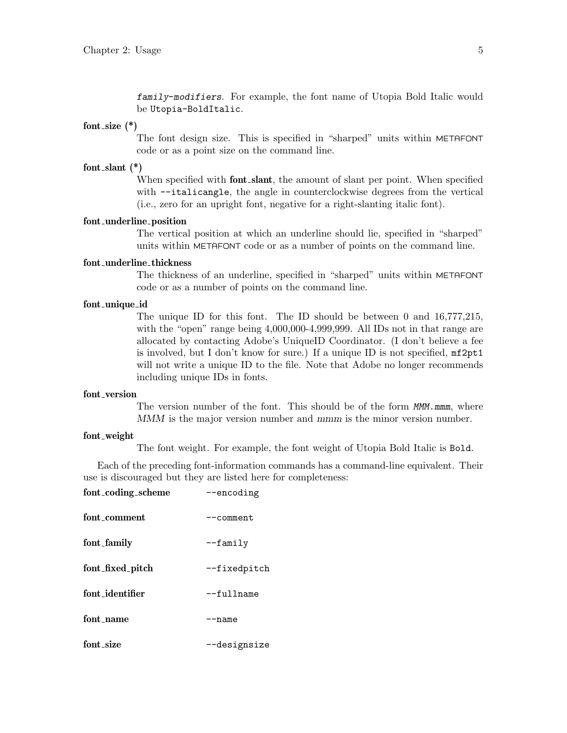*family-modifiers*. For example, the font name of Utopia Bold Italic would be `Utopia-BoldItalic`.

**font_size (*)**
: The font design size. This is specified in "sharped" units within METAFONT code or as a point size on the command line.

**font_slant (*)**
: When specified with **font_slant**, the amount of slant per point. When specified with `--italicangle`, the angle in counterclockwise degrees from the vertical (i.e., zero for an upright font, negative for a right-slanting italic font).

**font_underline_position**
: The vertical position at which an underline should lie, specified in "sharped" units within METAFONT code or as a number of points on the command line.

**font_underline_thickness**
: The thickness of an underline, specified in "sharped" units within METAFONT code or as a number of points on the command line.

**font_unique_id**
: The unique ID for this font. The ID should be between 0 and 16,777,215, with the "open" range being 4,000,000-4,999,999. All IDs not in that range are allocated by contacting Adobe's UniqueID Coordinator. (I don't believe a fee is involved, but I don't know for sure.) If a unique ID is not specified, `mf2pt1` will not write a unique ID to the file. Note that Adobe no longer recommends including unique IDs in fonts.

**font_version**
: The version number of the font. This should be of the form *MMM.mmm*, where *MMM* is the major version number and *mmm* is the minor version number.

**font_weight**
: The font weight. For example, the font weight of Utopia Bold Italic is `Bold`.

Each of the preceding font-information commands has a command-line equivalent. Their use is discouraged but they are listed here for completeness:

| | |
|---|---|
| **font_coding_scheme** | `--encoding` |
| **font_comment** | `--comment` |
| **font_family** | `--family` |
| **font_fixed_pitch** | `--fixedpitch` |
| **font_identifier** | `--fullname` |
| **font_name** | `--name` |
| **font_size** | `--designsize` |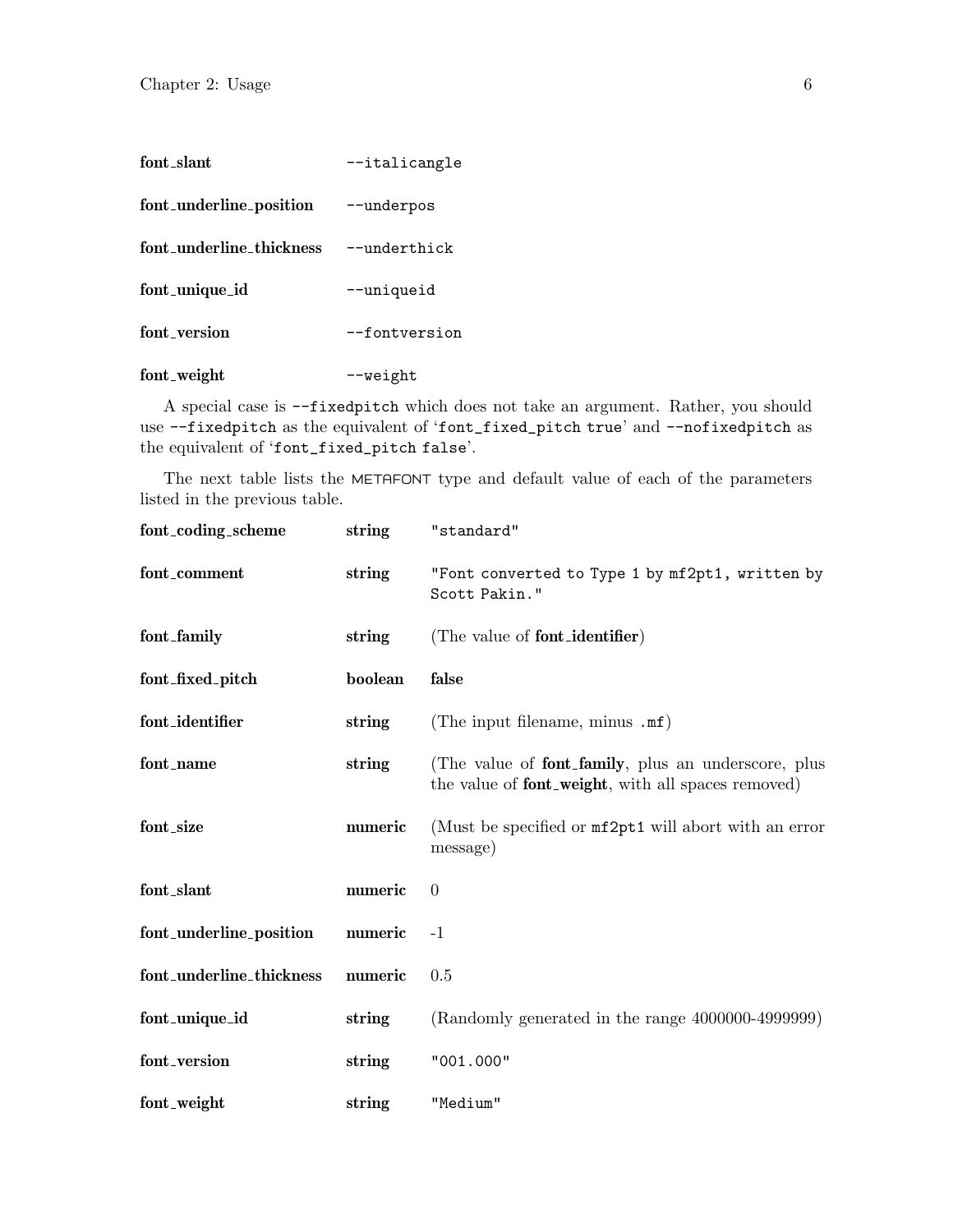| | |
|---|---|
| **font_slant** | `--italicangle` |
| **font_underline_position** | `--underpos` |
| **font_underline_thickness** | `--underthick` |
| **font_unique_id** | `--uniqueid` |
| **font_version** | `--fontversion` |
| **font_weight** | `--weight` |

A special case is `--fixedpitch` which does not take an argument. Rather, you should use `--fixedpitch` as the equivalent of '`font_fixed_pitch true`' and `--nofixedpitch` as the equivalent of '`font_fixed_pitch false`'.

The next table lists the METAFONT type and default value of each of the parameters listed in the previous table.

| | | |
|---|---|---|
| **font_coding_scheme** | **string** | `"standard"` |
| **font_comment** | **string** | `"Font converted to Type 1 by mf2pt1, written by Scott Pakin."` |
| **font_family** | **string** | (The value of **font_identifier**) |
| **font_fixed_pitch** | **boolean** | **false** |
| **font_identifier** | **string** | (The input filename, minus `.mf`) |
| **font_name** | **string** | (The value of **font_family**, plus an underscore, plus the value of **font_weight**, with all spaces removed) |
| **font_size** | **numeric** | (Must be specified or `mf2pt1` will abort with an error message) |
| **font_slant** | **numeric** | 0 |
| **font_underline_position** | **numeric** | -1 |
| **font_underline_thickness** | **numeric** | 0.5 |
| **font_unique_id** | **string** | (Randomly generated in the range 4000000-4999999) |
| **font_version** | **string** | `"001.000"` |
| **font_weight** | **string** | `"Medium"` |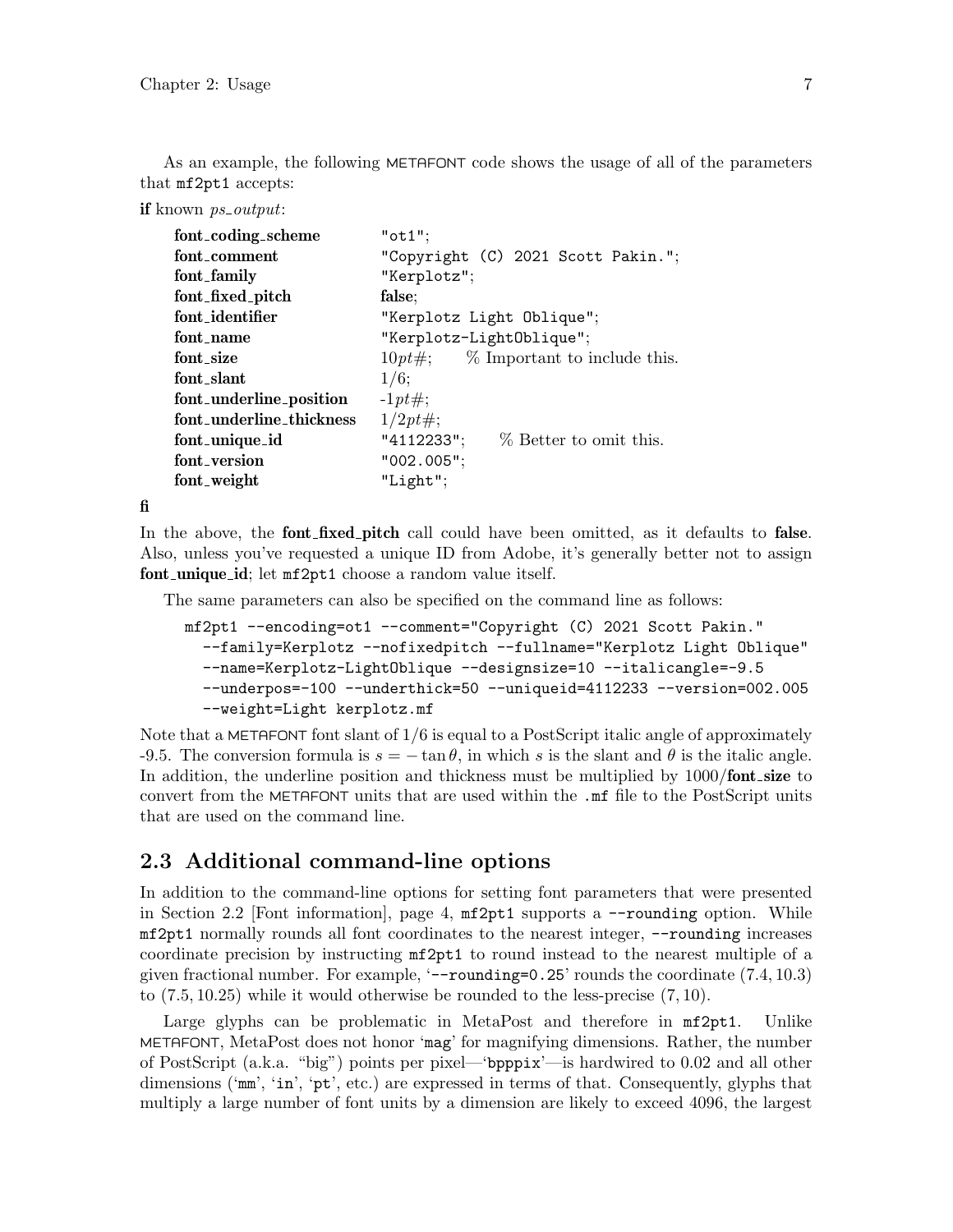As an example, the following METAFONT code shows the usage of all of the parameters that `mf2pt1` accepts:

```
if known ps_output:
    font_coding_scheme        "ot1";
    font_comment              "Copyright (C) 2021 Scott Pakin.";
    font_family               "Kerplotz";
    font_fixed_pitch          false;
    font_identifier           "Kerplotz Light Oblique";
    font_name                 "Kerplotz-LightOblique";
    font_size                 10pt#;      % Important to include this.
    font_slant                1/6;
    font_underline_position   -1pt#;
    font_underline_thickness  1/2pt#;
    font_unique_id            "4112233";     % Better to omit this.
    font_version              "002.005";
    font_weight               "Light";
fi
```

In the above, the **font_fixed_pitch** call could have been omitted, as it defaults to **false**. Also, unless you've requested a unique ID from Adobe, it's generally better not to assign **font_unique_id**; let `mf2pt1` choose a random value itself.

The same parameters can also be specified on the command line as follows:

```
mf2pt1 --encoding=ot1 --comment="Copyright (C) 2021 Scott Pakin."
  --family=Kerplotz --nofixedpitch --fullname="Kerplotz Light Oblique"
  --name=Kerplotz-LightOblique --designsize=10 --italicangle=-9.5
  --underpos=-100 --underthick=50 --uniqueid=4112233 --version=002.005
  --weight=Light kerplotz.mf
```

Note that a METAFONT font slant of 1/6 is equal to a PostScript italic angle of approximately -9.5. The conversion formula is $s = -\tan\theta$, in which $s$ is the slant and $\theta$ is the italic angle. In addition, the underline position and thickness must be multiplied by 1000/**font_size** to convert from the METAFONT units that are used within the `.mf` file to the PostScript units that are used on the command line.

## 2.3 Additional command-line options

In addition to the command-line options for setting font parameters that were presented in Section 2.2 [Font information], page 4, `mf2pt1` supports a `--rounding` option. While `mf2pt1` normally rounds all font coordinates to the nearest integer, `--rounding` increases coordinate precision by instructing `mf2pt1` to round instead to the nearest multiple of a given fractional number. For example, '`--rounding=0.25`' rounds the coordinate $(7.4, 10.3)$ to $(7.5, 10.25)$ while it would otherwise be rounded to the less-precise $(7, 10)$.

Large glyphs can be problematic in MetaPost and therefore in `mf2pt1`. Unlike METAFONT, MetaPost does not honor '`mag`' for magnifying dimensions. Rather, the number of PostScript (a.k.a. "big") points per pixel—'`bpppix`'—is hardwired to 0.02 and all other dimensions ('`mm`', '`in`', '`pt`', etc.) are expressed in terms of that. Consequently, glyphs that multiply a large number of font units by a dimension are likely to exceed 4096, the largest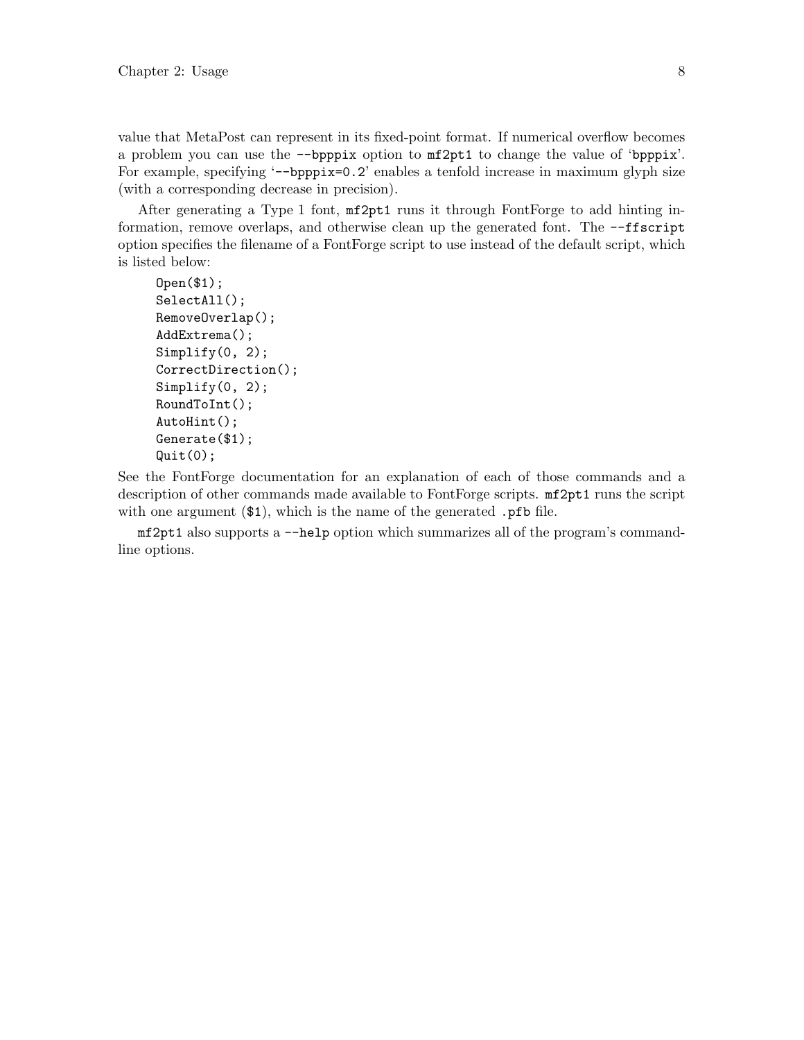value that MetaPost can represent in its fixed-point format. If numerical overflow becomes a problem you can use the `--bpppix` option to `mf2pt1` to change the value of '`bpppix`'. For example, specifying '`--bpppix=0.2`' enables a tenfold increase in maximum glyph size (with a corresponding decrease in precision).

After generating a Type 1 font, `mf2pt1` runs it through FontForge to add hinting information, remove overlaps, and otherwise clean up the generated font. The `--ffscript` option specifies the filename of a FontForge script to use instead of the default script, which is listed below:

```
Open($1);
SelectAll();
RemoveOverlap();
AddExtrema();
Simplify(0, 2);
CorrectDirection();
Simplify(0, 2);
RoundToInt();
AutoHint();
Generate($1);
Quit(0);
```

See the FontForge documentation for an explanation of each of those commands and a description of other commands made available to FontForge scripts. `mf2pt1` runs the script with one argument (`$1`), which is the name of the generated `.pfb` file.

`mf2pt1` also supports a `--help` option which summarizes all of the program's command-line options.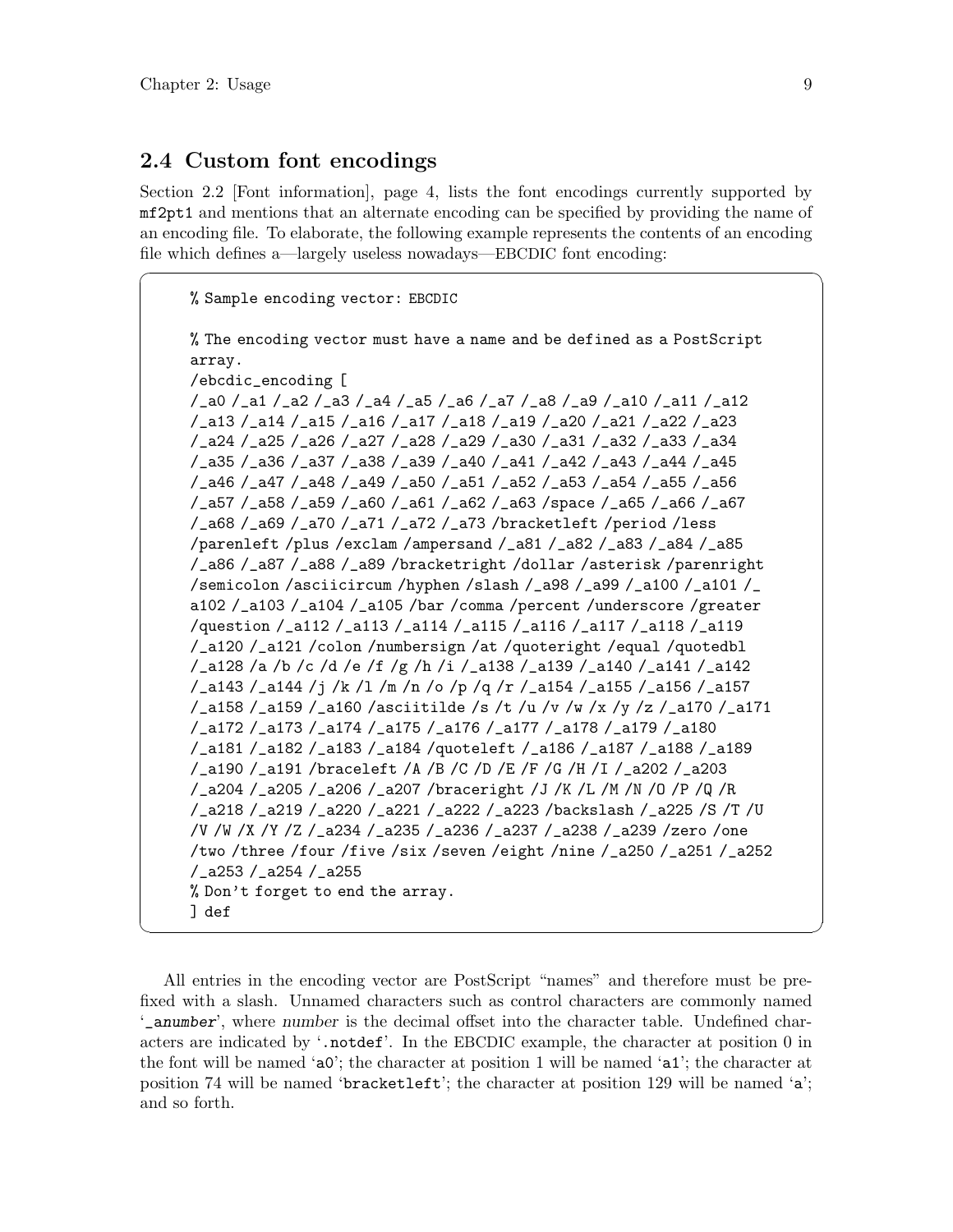## 2.4 Custom font encodings

Section 2.2 [Font information], page 4, lists the font encodings currently supported by `mf2pt1` and mentions that an alternate encoding can be specified by providing the name of an encoding file. To elaborate, the following example represents the contents of an encoding file which defines a—largely useless nowadays—EBCDIC font encoding:

```
% Sample encoding vector: EBCDIC

% The encoding vector must have a name and be defined as a PostScript
array.
/ebcdic_encoding [
/_a0 /_a1 /_a2 /_a3 /_a4 /_a5 /_a6 /_a7 /_a8 /_a9 /_a10 /_a11 /_a12
/_a13 /_a14 /_a15 /_a16 /_a17 /_a18 /_a19 /_a20 /_a21 /_a22 /_a23
/_a24 /_a25 /_a26 /_a27 /_a28 /_a29 /_a30 /_a31 /_a32 /_a33 /_a34
/_a35 /_a36 /_a37 /_a38 /_a39 /_a40 /_a41 /_a42 /_a43 /_a44 /_a45
/_a46 /_a47 /_a48 /_a49 /_a50 /_a51 /_a52 /_a53 /_a54 /_a55 /_a56
/_a57 /_a58 /_a59 /_a60 /_a61 /_a62 /_a63 /space /_a65 /_a66 /_a67
/_a68 /_a69 /_a70 /_a71 /_a72 /_a73 /bracketleft /period /less
/parenleft /plus /exclam /ampersand /_a81 /_a82 /_a83 /_a84 /_a85
/_a86 /_a87 /_a88 /_a89 /bracketright /dollar /asterisk /parenright
/semicolon /asciicircum /hyphen /slash /_a98 /_a99 /_a100 /_a101 /_
a102 /_a103 /_a104 /_a105 /bar /comma /percent /underscore /greater
/question /_a112 /_a113 /_a114 /_a115 /_a116 /_a117 /_a118 /_a119
/_a120 /_a121 /colon /numbersign /at /quoteright /equal /quotedbl
/_a128 /a /b /c /d /e /f /g /h /i /_a138 /_a139 /_a140 /_a141 /_a142
/_a143 /_a144 /j /k /l /m /n /o /p /q /r /_a154 /_a155 /_a156 /_a157
/_a158 /_a159 /_a160 /asciitilde /s /t /u /v /w /x /y /z /_a170 /_a171
/_a172 /_a173 /_a174 /_a175 /_a176 /_a177 /_a178 /_a179 /_a180
/_a181 /_a182 /_a183 /_a184 /quoteleft /_a186 /_a187 /_a188 /_a189
/_a190 /_a191 /braceleft /A /B /C /D /E /F /G /H /I /_a202 /_a203
/_a204 /_a205 /_a206 /_a207 /braceright /J /K /L /M /N /O /P /Q /R
/_a218 /_a219 /_a220 /_a221 /_a222 /_a223 /backslash /_a225 /S /T /U
/V /W /X /Y /Z /_a234 /_a235 /_a236 /_a237 /_a238 /_a239 /zero /one
/two /three /four /five /six /seven /eight /nine /_a250 /_a251 /_a252
/_a253 /_a254 /_a255
% Don't forget to end the array.
] def
```

All entries in the encoding vector are PostScript "names" and therefore must be prefixed with a slash. Unnamed characters such as control characters are commonly named '`_anumber`', where *number* is the decimal offset into the character table. Undefined characters are indicated by '`.notdef`'. In the EBCDIC example, the character at position 0 in the font will be named '`a0`'; the character at position 1 will be named '`a1`'; the character at position 74 will be named '`bracketleft`'; the character at position 129 will be named '`a`'; and so forth.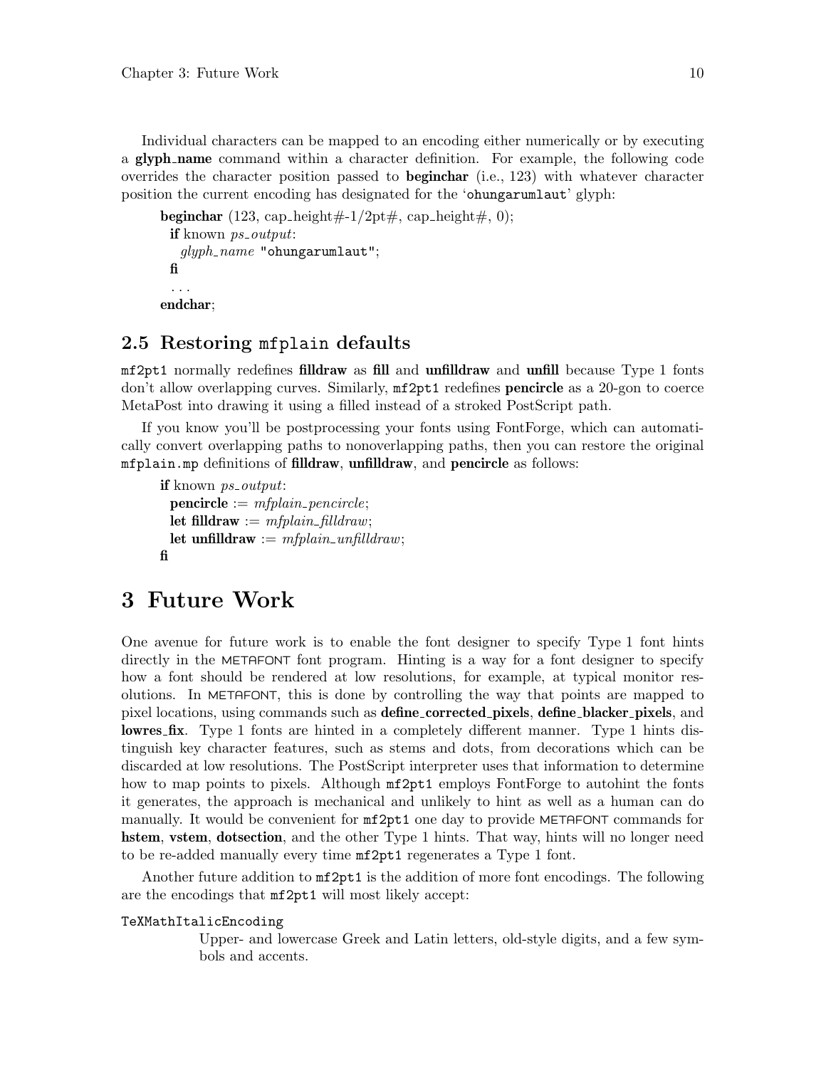Individual characters can be mapped to an encoding either numerically or by executing a **glyph_name** command within a character definition. For example, the following code overrides the character position passed to **beginchar** (i.e., 123) with whatever character position the current encoding has designated for the '`ohungarumlaut`' glyph:

```
beginchar (123, cap_height#-1/2pt#, cap_height#, 0);
  if known ps_output:
    glyph_name "ohungarumlaut";
  fi
  ...
endchar;
```

## 2.5 Restoring `mfplain` defaults

`mf2pt1` normally redefines **filldraw** as **fill** and **unfilldraw** and **unfill** because Type 1 fonts don't allow overlapping curves. Similarly, `mf2pt1` redefines **pencircle** as a 20-gon to coerce MetaPost into drawing it using a filled instead of a stroked PostScript path.

If you know you'll be postprocessing your fonts using FontForge, which can automatically convert overlapping paths to nonoverlapping paths, then you can restore the original `mfplain.mp` definitions of **filldraw**, **unfilldraw**, and **pencircle** as follows:

```
if known ps_output:
  pencircle := mfplain_pencircle;
  let filldraw := mfplain_filldraw;
  let unfilldraw := mfplain_unfilldraw;
fi
```

# 3 Future Work

One avenue for future work is to enable the font designer to specify Type 1 font hints directly in the METAFONT font program. Hinting is a way for a font designer to specify how a font should be rendered at low resolutions, for example, at typical monitor resolutions. In METAFONT, this is done by controlling the way that points are mapped to pixel locations, using commands such as **define_corrected_pixels**, **define_blacker_pixels**, and **lowres_fix**. Type 1 fonts are hinted in a completely different manner. Type 1 hints distinguish key character features, such as stems and dots, from decorations which can be discarded at low resolutions. The PostScript interpreter uses that information to determine how to map points to pixels. Although `mf2pt1` employs FontForge to autohint the fonts it generates, the approach is mechanical and unlikely to hint as well as a human can do manually. It would be convenient for `mf2pt1` one day to provide METAFONT commands for **hstem**, **vstem**, **dotsection**, and the other Type 1 hints. That way, hints will no longer need to be re-added manually every time `mf2pt1` regenerates a Type 1 font.

Another future addition to `mf2pt1` is the addition of more font encodings. The following are the encodings that `mf2pt1` will most likely accept:

`TeXMathItalicEncoding`
: Upper- and lowercase Greek and Latin letters, old-style digits, and a few symbols and accents.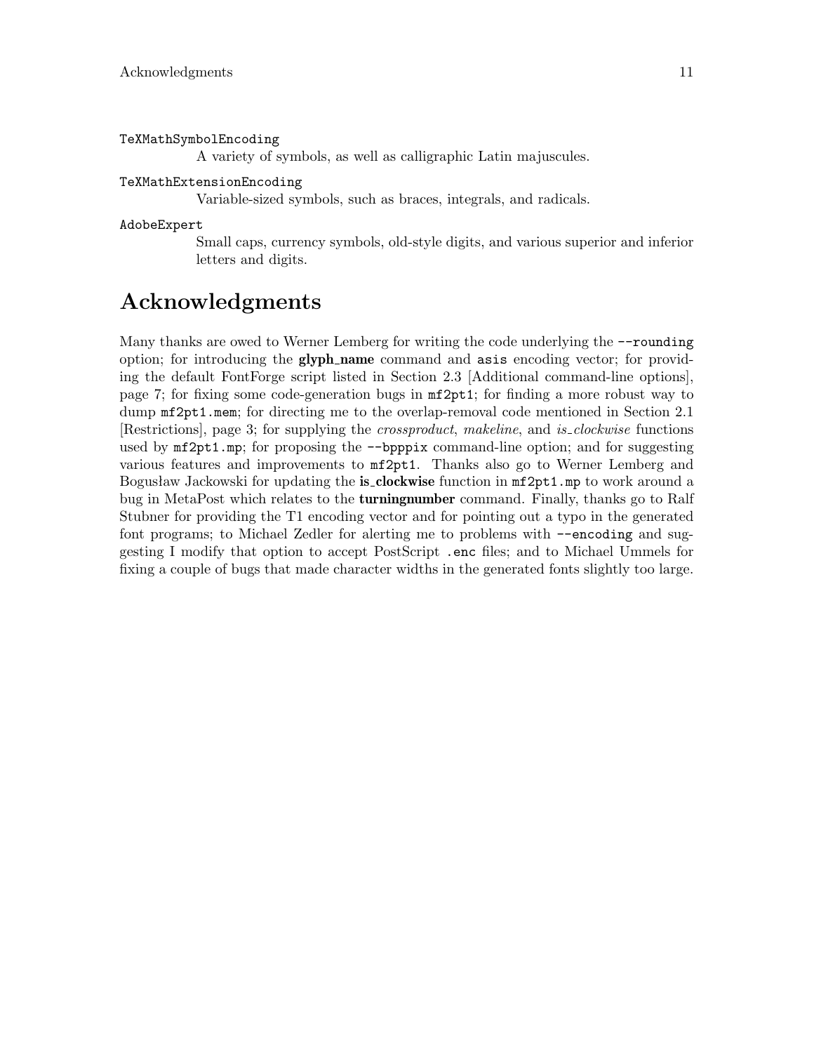`TeXMathSymbolEncoding`
: A variety of symbols, as well as calligraphic Latin majuscules.

`TeXMathExtensionEncoding`
: Variable-sized symbols, such as braces, integrals, and radicals.

`AdobeExpert`
: Small caps, currency symbols, old-style digits, and various superior and inferior letters and digits.

# Acknowledgments

Many thanks are owed to Werner Lemberg for writing the code underlying the `--rounding` option; for introducing the **glyph_name** command and `asis` encoding vector; for providing the default FontForge script listed in Section 2.3 [Additional command-line options], page 7; for fixing some code-generation bugs in `mf2pt1`; for finding a more robust way to dump `mf2pt1.mem`; for directing me to the overlap-removal code mentioned in Section 2.1 [Restrictions], page 3; for supplying the *crossproduct*, *makeline*, and *is_clockwise* functions used by `mf2pt1.mp`; for proposing the `--bpppix` command-line option; and for suggesting various features and improvements to `mf2pt1`. Thanks also go to Werner Lemberg and Bogusław Jackowski for updating the **is_clockwise** function in `mf2pt1.mp` to work around a bug in MetaPost which relates to the **turningnumber** command. Finally, thanks go to Ralf Stubner for providing the T1 encoding vector and for pointing out a typo in the generated font programs; to Michael Zedler for alerting me to problems with `--encoding` and suggesting I modify that option to accept PostScript `.enc` files; and to Michael Ummels for fixing a couple of bugs that made character widths in the generated fonts slightly too large.